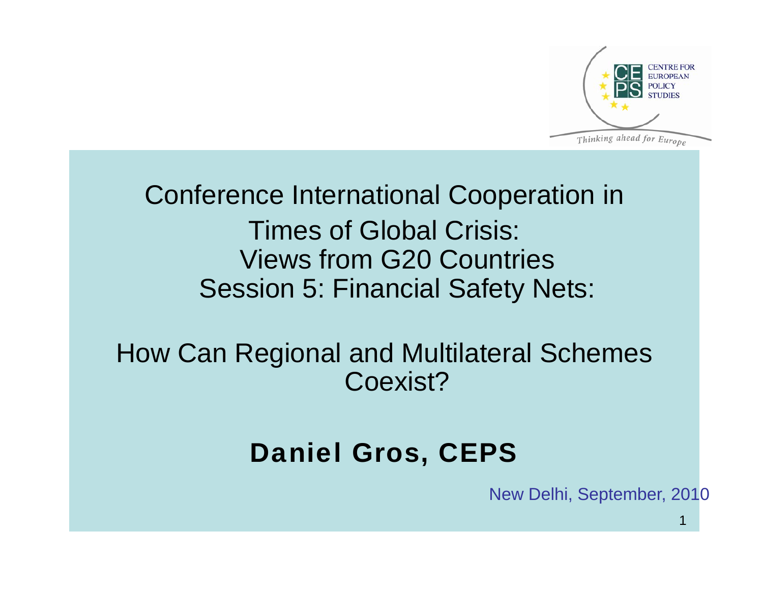CENTRE FOR EUROPEAN POLICY STUDIES

*Thinking ahead for Europe*

# Conference International Cooperation in Times of Global Crisis: Views from G20 Countries

## Session 5: Financial Safety Nets:

## How Can Regional and Multilateral Schemes Coexist?

**Daniel Gros, CEPS**

New Delhi, September, 2010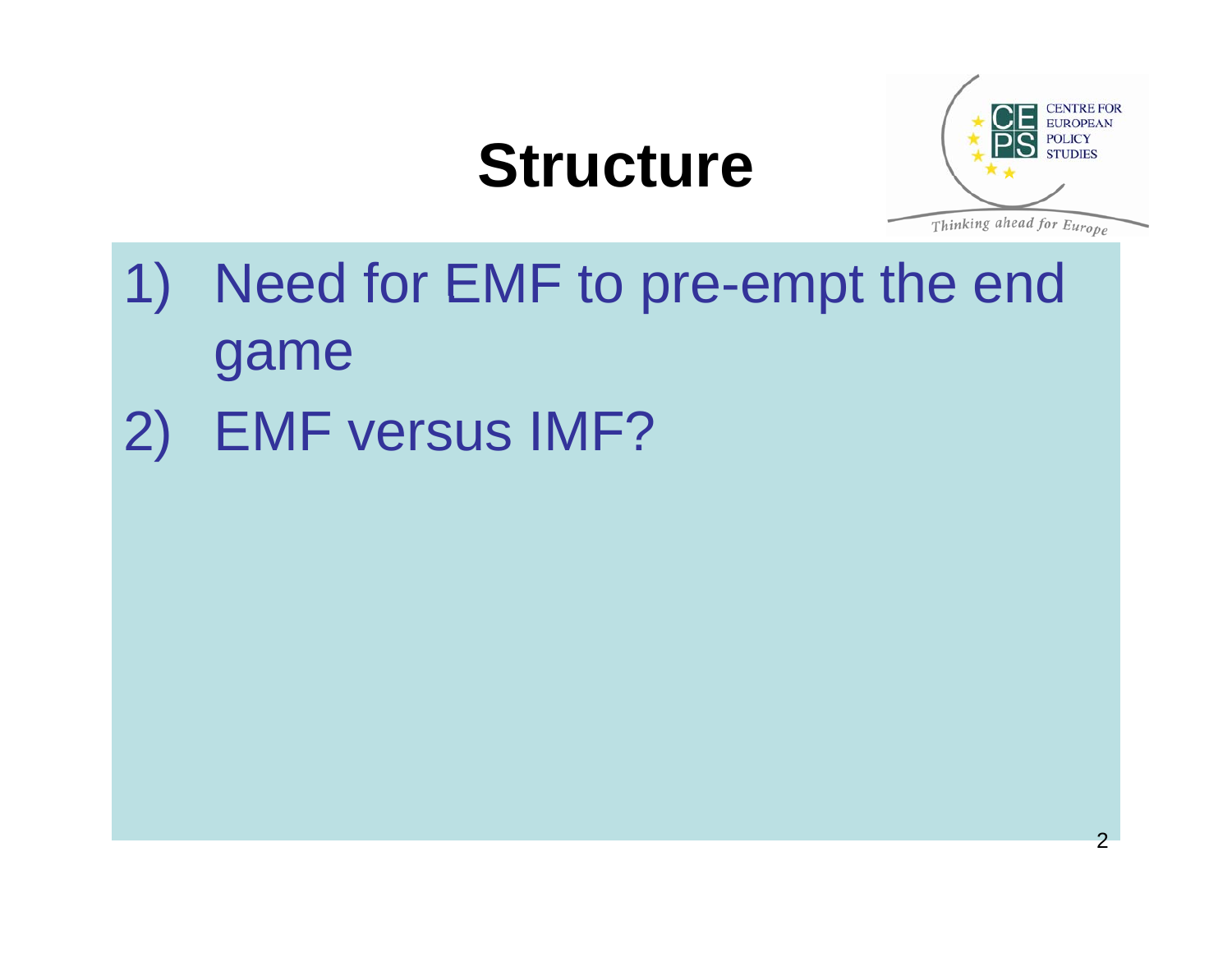# Structure

1) Need for EMF to pre-empt the end game
2) EMF versus IMF?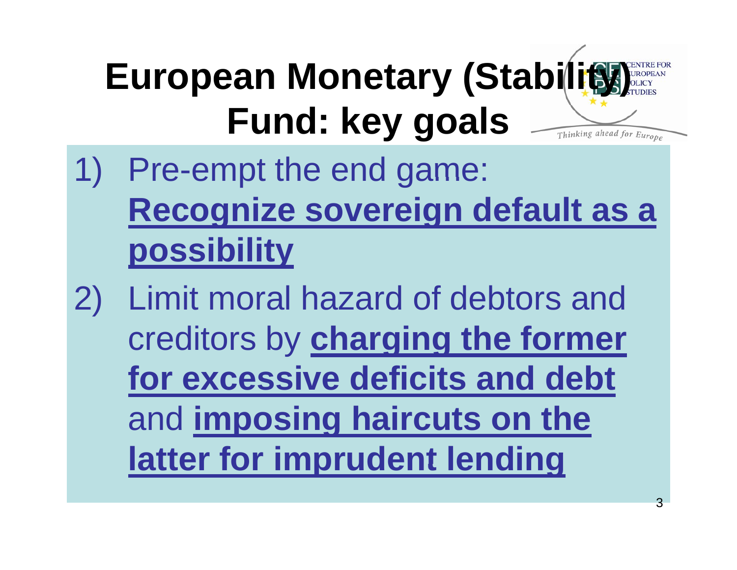# European Monetary (Stability) Fund: key goals

1) Pre-empt the end game: **Recognize sovereign default as a possibility**
2) Limit moral hazard of debtors and creditors by **charging the former for excessive deficits and debt** and **imposing haircuts on the latter for imprudent lending**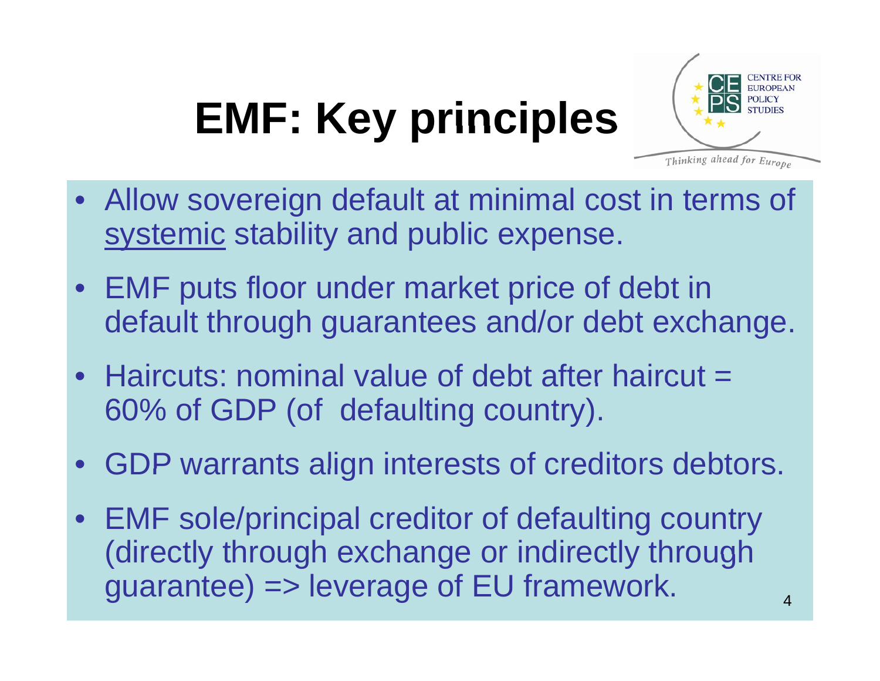# EMF: Key principles

- Allow sovereign default at minimal cost in terms of systemic stability and public expense.
- EMF puts floor under market price of debt in default through guarantees and/or debt exchange.
- Haircuts: nominal value of debt after haircut = 60% of GDP (of defaulting country).
- GDP warrants align interests of creditors debtors.
- EMF sole/principal creditor of defaulting country (directly through exchange or indirectly through guarantee) => leverage of EU framework.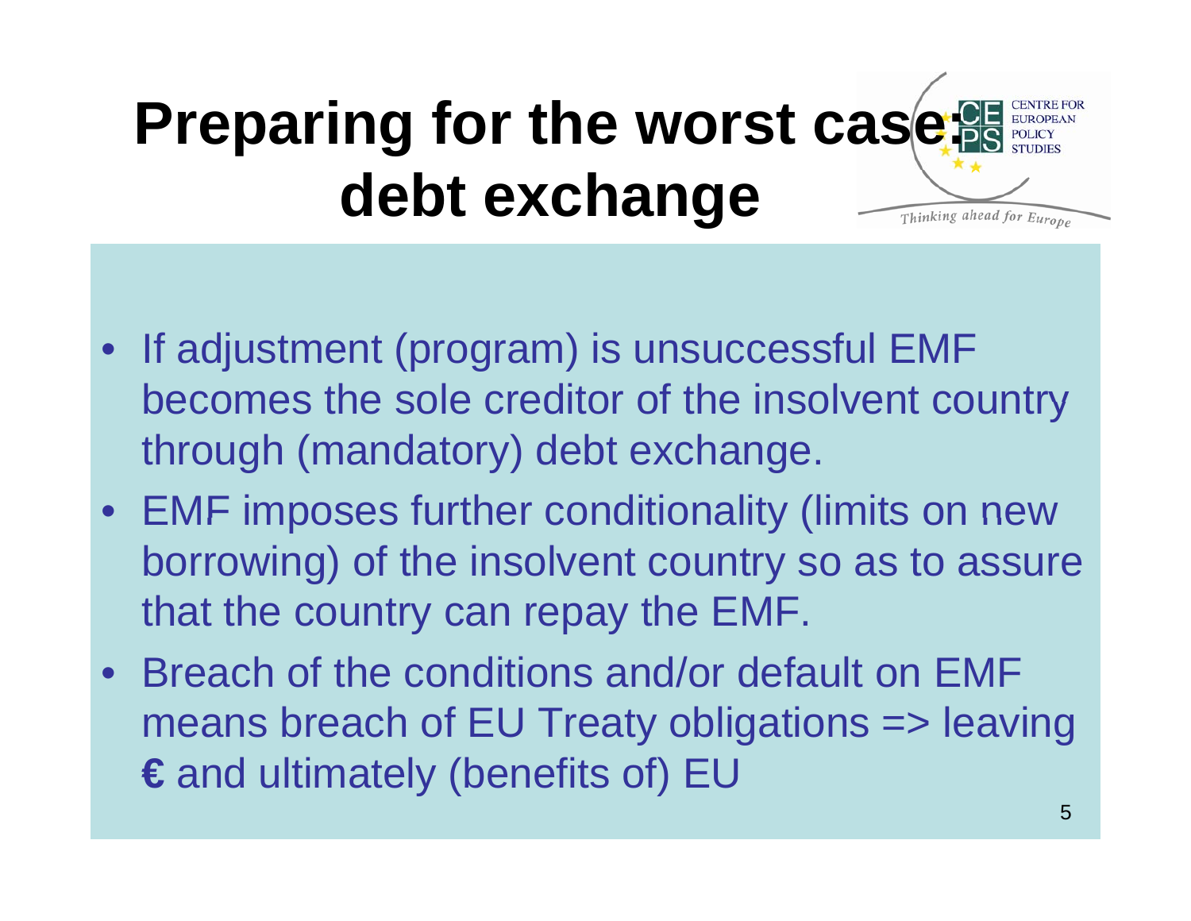# Preparing for the worst case: debt exchange

- If adjustment (program) is unsuccessful EMF becomes the sole creditor of the insolvent country through (mandatory) debt exchange.
- EMF imposes further conditionality (limits on new borrowing) of the insolvent country so as to assure that the country can repay the EMF.
- Breach of the conditions and/or default on EMF means breach of EU Treaty obligations => leaving **€** and ultimately (benefits of) EU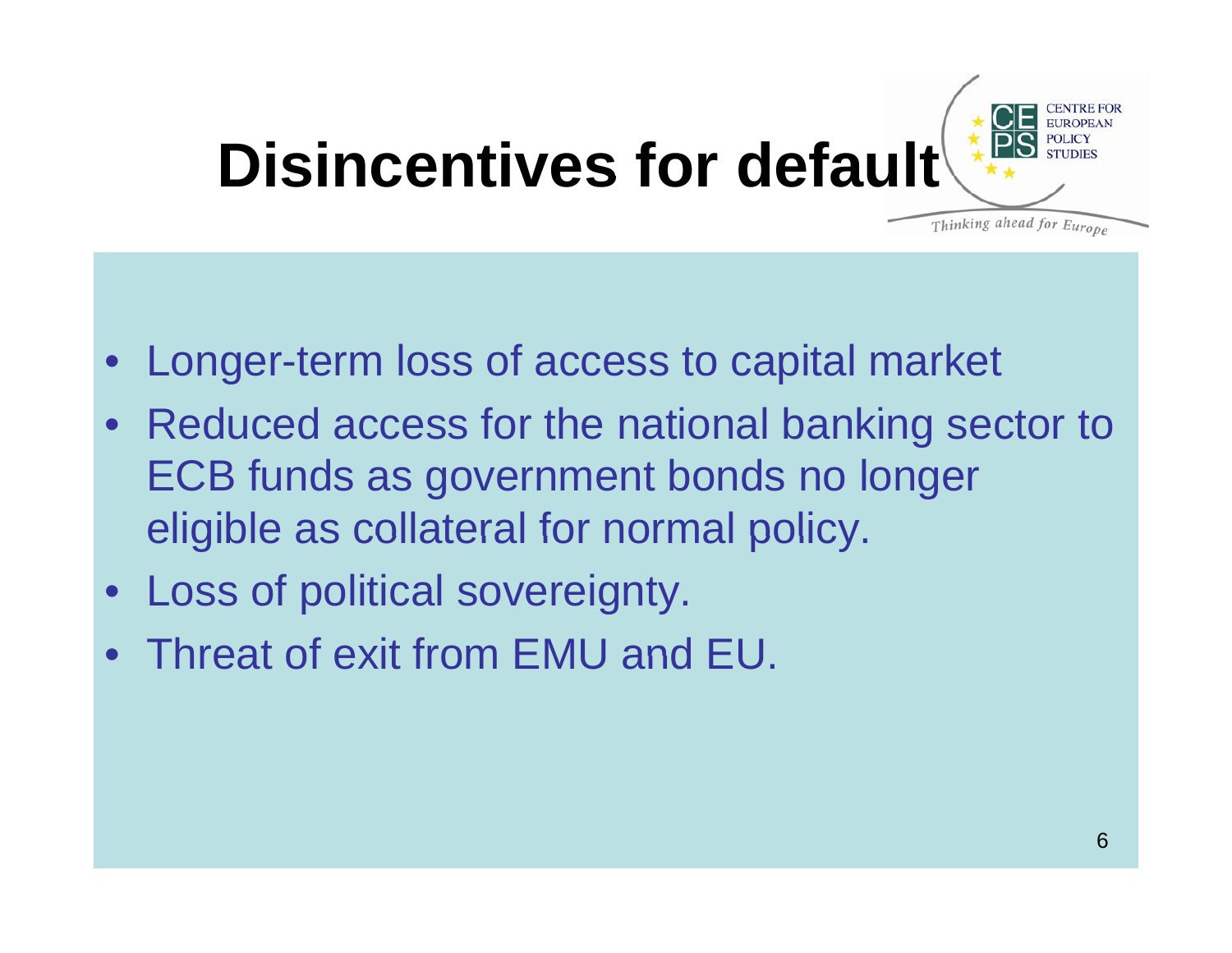# Disincentives for default

- Longer-term loss of access to capital market
- Reduced access for the national banking sector to ECB funds as government bonds no longer eligible as collateral for normal policy.
- Loss of political sovereignty.
- Threat of exit from EMU and EU.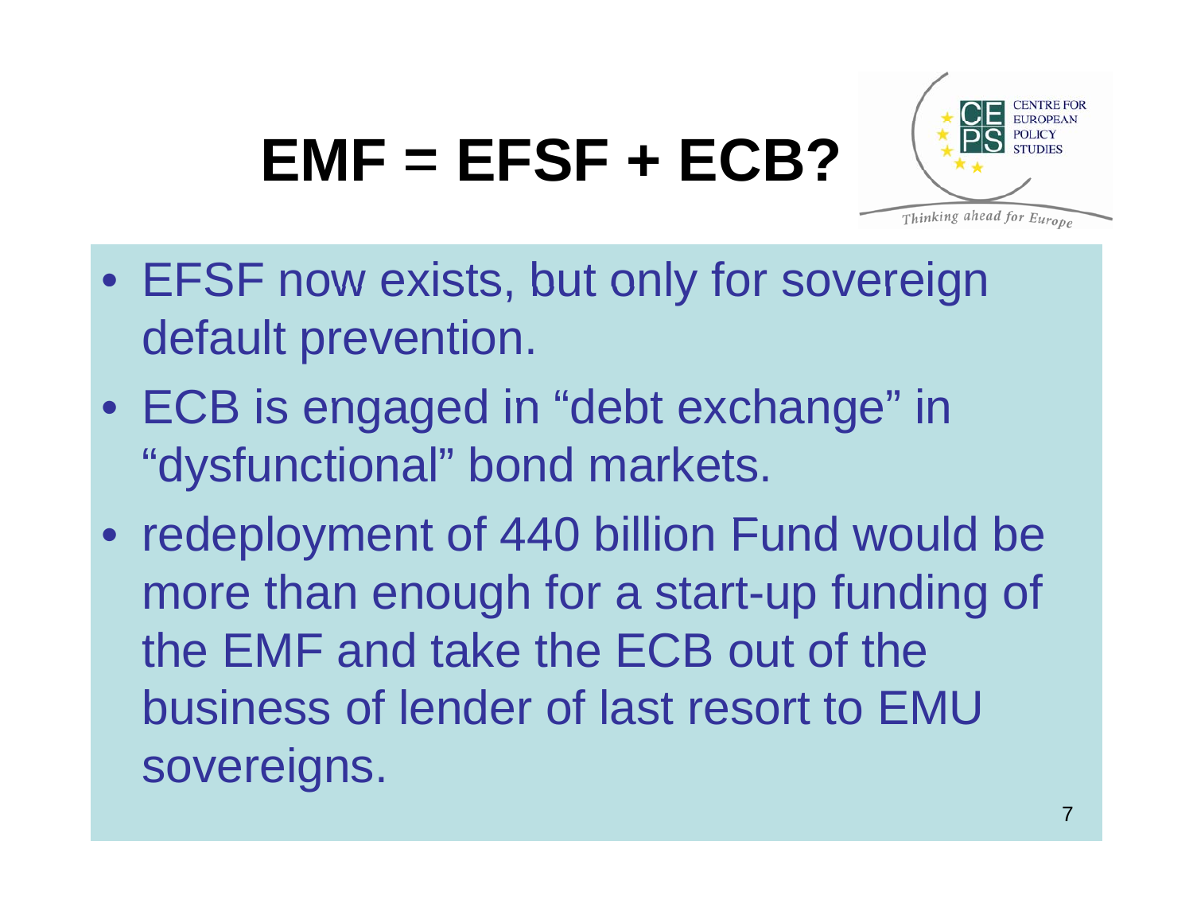# EMF = EFSF + ECB?

- EFSF now exists, but only for sovereign default prevention.
- ECB is engaged in "debt exchange" in "dysfunctional" bond markets.
- redeployment of 440 billion Fund would be more than enough for a start-up funding of the EMF and take the ECB out of the business of lender of last resort to EMU sovereigns.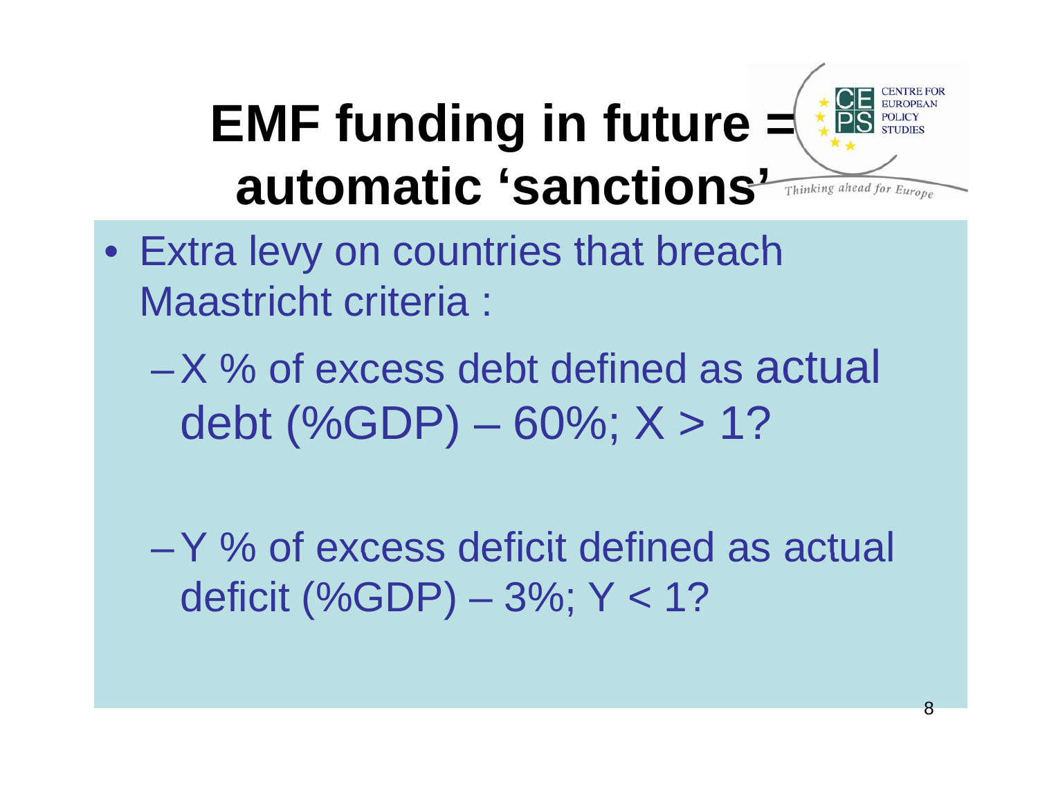# EMF funding in future = automatic 'sanctions'

- Extra levy on countries that breach Maastricht criteria :
  - X % of excess debt defined as actual debt (%GDP) – 60%; X > 1?
  - Y % of excess deficit defined as actual deficit (%GDP) – 3%; Y < 1?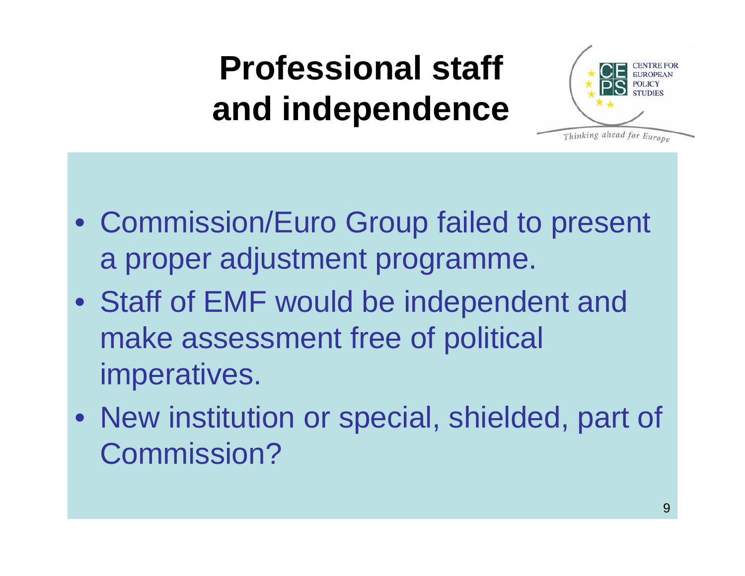# Professional staff and independence

- Commission/Euro Group failed to present a proper adjustment programme.
- Staff of EMF would be independent and make assessment free of political imperatives.
- New institution or special, shielded, part of Commission?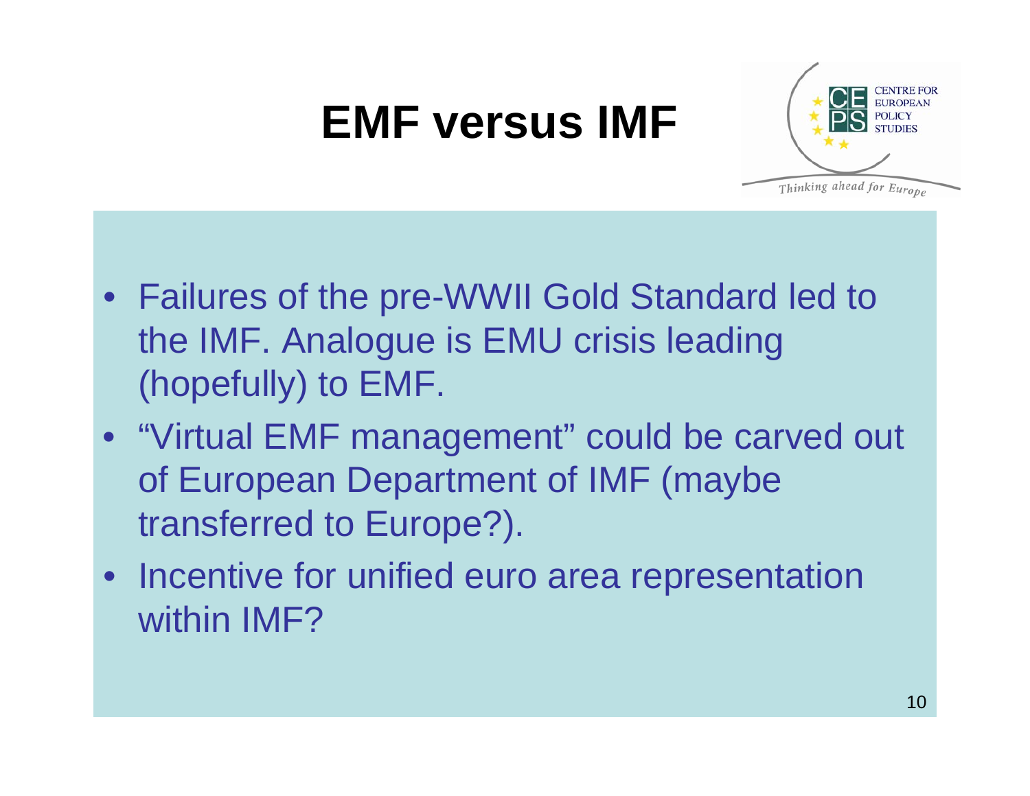# EMF versus IMF

- Failures of the pre-WWII Gold Standard led to the IMF. Analogue is EMU crisis leading (hopefully) to EMF.
- "Virtual EMF management" could be carved out of European Department of IMF (maybe transferred to Europe?).
- Incentive for unified euro area representation within IMF?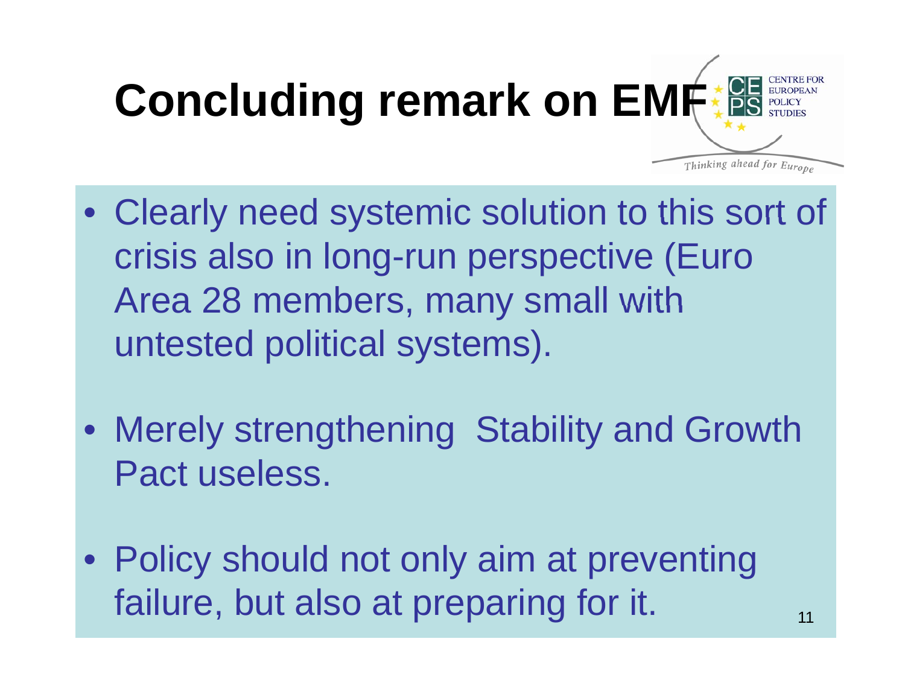# Concluding remark on EMF

- Clearly need systemic solution to this sort of crisis also in long-run perspective (Euro Area 28 members, many small with untested political systems).
- Merely strengthening Stability and Growth Pact useless.
- Policy should not only aim at preventing failure, but also at preparing for it.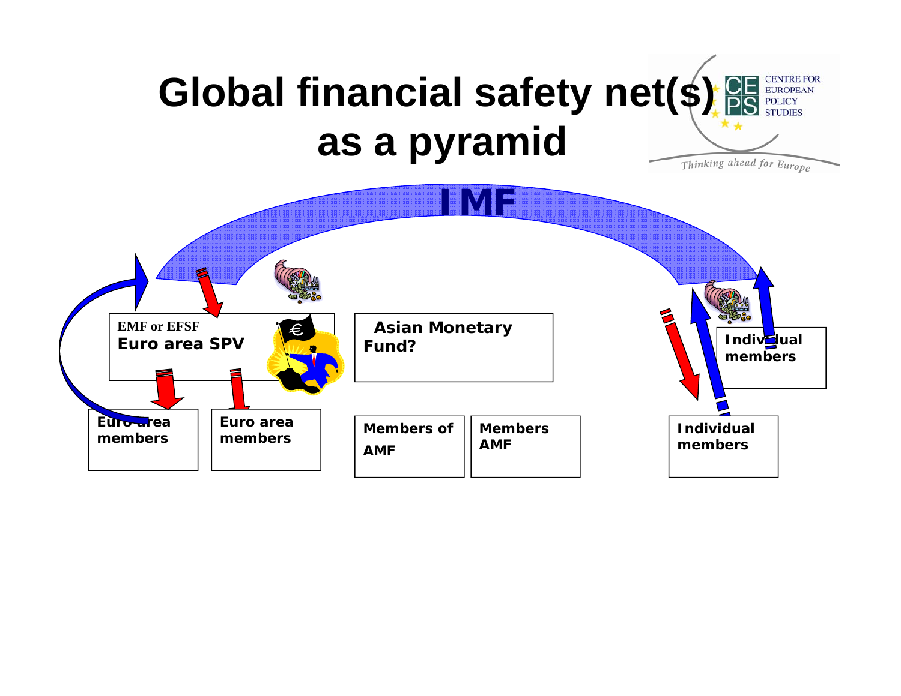# Global financial safety net(s) as a pyramid

IMF

EMF or EFSF
**Euro area SPV**

**Asian Monetary Fund?**

**Individual members**

**Euro area members**

**Euro area members**

**Members of AMF**

**Members AMF**

**Individual members**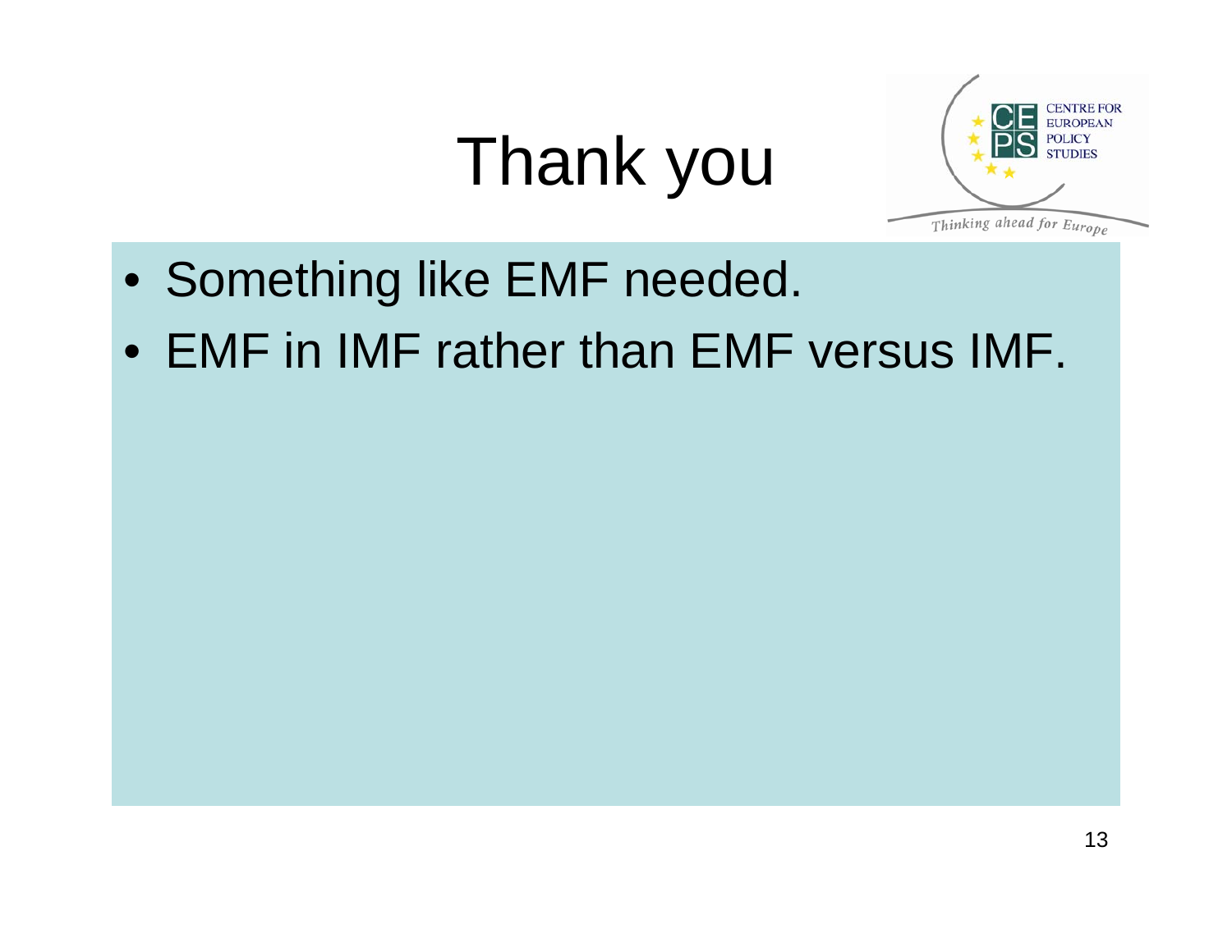# Thank you

CENTRE FOR EUROPEAN POLICY STUDIES

*Thinking ahead for Europe*

- Something like EMF needed.
- EMF in IMF rather than EMF versus IMF.